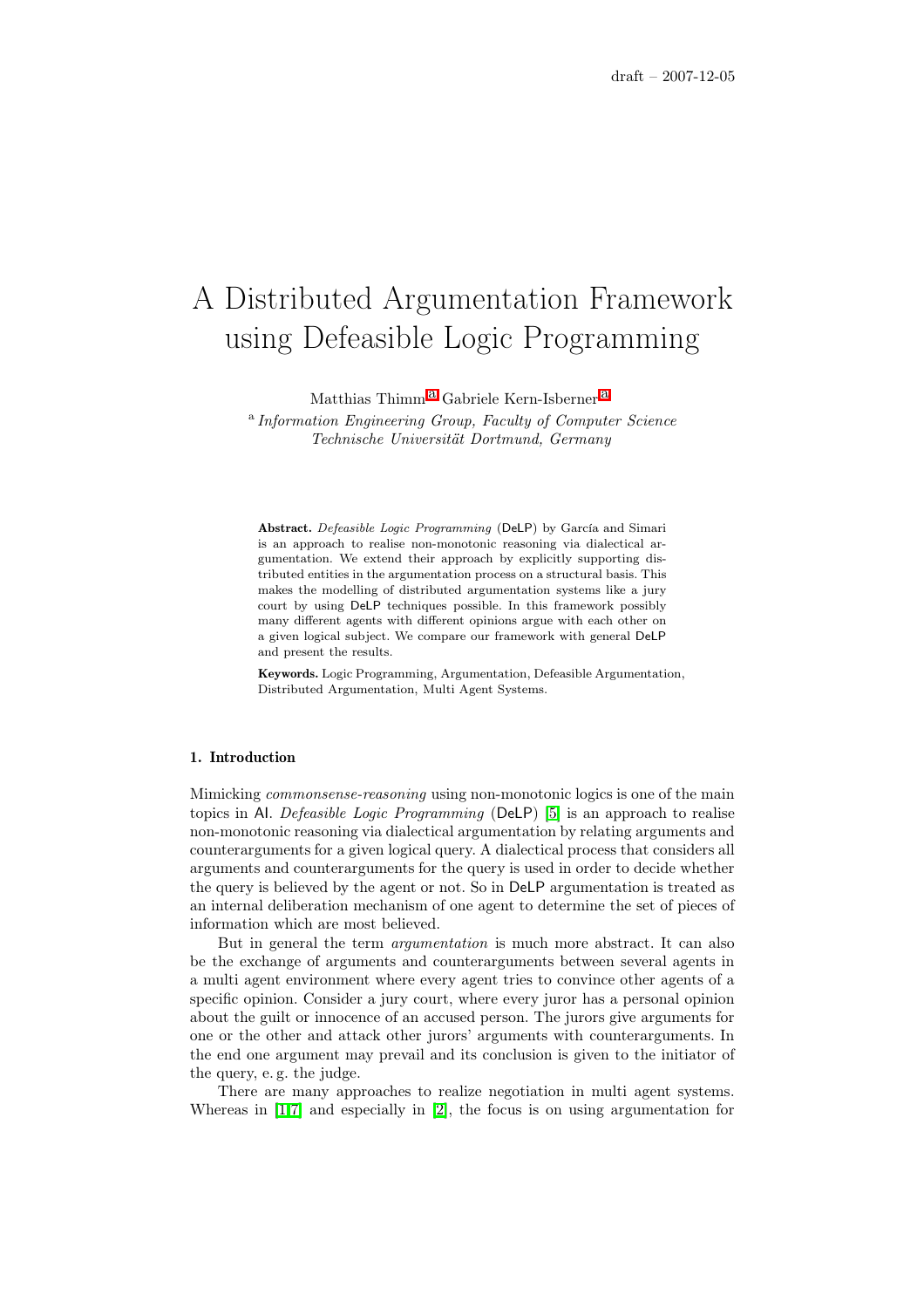draft – 2007-12-05

# A Distributed Argumentation Framework using Defeasible Logic Programming

Matthias Thimm [a] Gabriele Kern-Isberner [a]

[a] *Information Engineering Group, Faculty of Computer Science Technische Universität Dortmund, Germany*

**Abstract.** *Defeasible Logic Programming* (DeLP) by García and Simari is an approach to realise non-monotonic reasoning via dialectical argumentation. We extend their approach by explicitly supporting distributed entities in the argumentation process on a structural basis. This makes the modelling of distributed argumentation systems like a jury court by using DeLP techniques possible. In this framework possibly many different agents with different opinions argue with each other on a given logical subject. We compare our framework with general DeLP and present the results.

**Keywords.** Logic Programming, Argumentation, Defeasible Argumentation, Distributed Argumentation, Multi Agent Systems.

## 1. Introduction

Mimicking *commonsense-reasoning* using non-monotonic logics is one of the main topics in AI. *Defeasible Logic Programming* (DeLP) [5] is an approach to realise non-monotonic reasoning via dialectical argumentation by relating arguments and counterarguments for a given logical query. A dialectical process that considers all arguments and counterarguments for the query is used in order to decide whether the query is believed by the agent or not. So in DeLP argumentation is treated as an internal deliberation mechanism of one agent to determine the set of pieces of information which are most believed.

But in general the term *argumentation* is much more abstract. It can also be the exchange of arguments and counterarguments between several agents in a multi agent environment where every agent tries to convince other agents of a specific opinion. Consider a jury court, where every juror has a personal opinion about the guilt or innocence of an accused person. The jurors give arguments for one or the other and attack other jurors' arguments with counterarguments. In the end one argument may prevail and its conclusion is given to the initiator of the query, e. g. the judge.

There are many approaches to realize negotiation in multi agent systems. Whereas in [1,7] and especially in [2], the focus is on using argumentation for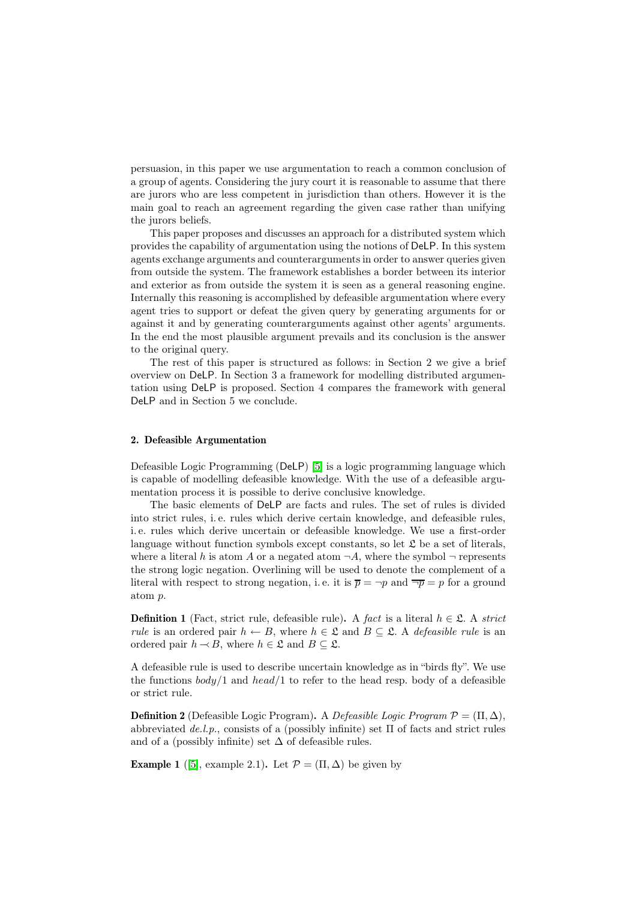persuasion, in this paper we use argumentation to reach a common conclusion of a group of agents. Considering the jury court it is reasonable to assume that there are jurors who are less competent in jurisdiction than others. However it is the main goal to reach an agreement regarding the given case rather than unifying the jurors beliefs.

This paper proposes and discusses an approach for a distributed system which provides the capability of argumentation using the notions of DeLP. In this system agents exchange arguments and counterarguments in order to answer queries given from outside the system. The framework establishes a border between its interior and exterior as from outside the system it is seen as a general reasoning engine. Internally this reasoning is accomplished by defeasible argumentation where every agent tries to support or defeat the given query by generating arguments for or against it and by generating counterarguments against other agents' arguments. In the end the most plausible argument prevails and its conclusion is the answer to the original query.

The rest of this paper is structured as follows: in Section 2 we give a brief overview on DeLP. In Section 3 a framework for modelling distributed argumentation using DeLP is proposed. Section 4 compares the framework with general DeLP and in Section 5 we conclude.

## 2. Defeasible Argumentation

Defeasible Logic Programming (DeLP) [5] is a logic programming language which is capable of modelling defeasible knowledge. With the use of a defeasible argumentation process it is possible to derive conclusive knowledge.

The basic elements of DeLP are facts and rules. The set of rules is divided into strict rules, i. e. rules which derive certain knowledge, and defeasible rules, i. e. rules which derive uncertain or defeasible knowledge. We use a first-order language without function symbols except constants, so let $\mathfrak{L}$ be a set of literals, where a literal $h$ is atom $A$ or a negated atom $\neg A$, where the symbol $\neg$ represents the strong logic negation. Overlining will be used to denote the complement of a literal with respect to strong negation, i. e. it is $\overline{p} = \neg p$ and $\overline{\neg p} = p$ for a ground atom $p$.

**Definition 1** (Fact, strict rule, defeasible rule)**.** A *fact* is a literal $h \in \mathfrak{L}$. A *strict rule* is an ordered pair $h \leftarrow B$, where $h \in \mathfrak{L}$ and $B \subseteq \mathfrak{L}$. A *defeasible rule* is an ordered pair $h \prec B$, where $h \in \mathfrak{L}$ and $B \subseteq \mathfrak{L}$.

A defeasible rule is used to describe uncertain knowledge as in "birds fly". We use the functions *body*/1 and *head*/1 to refer to the head resp. body of a defeasible or strict rule.

**Definition 2** (Defeasible Logic Program)**.** A *Defeasible Logic Program* $\mathcal{P} = (\Pi, \Delta)$, abbreviated *de.l.p.*, consists of a (possibly infinite) set $\Pi$ of facts and strict rules and of a (possibly infinite) set $\Delta$ of defeasible rules.

**Example 1** ([5], example 2.1)**.** Let $\mathcal{P} = (\Pi, \Delta)$ be given by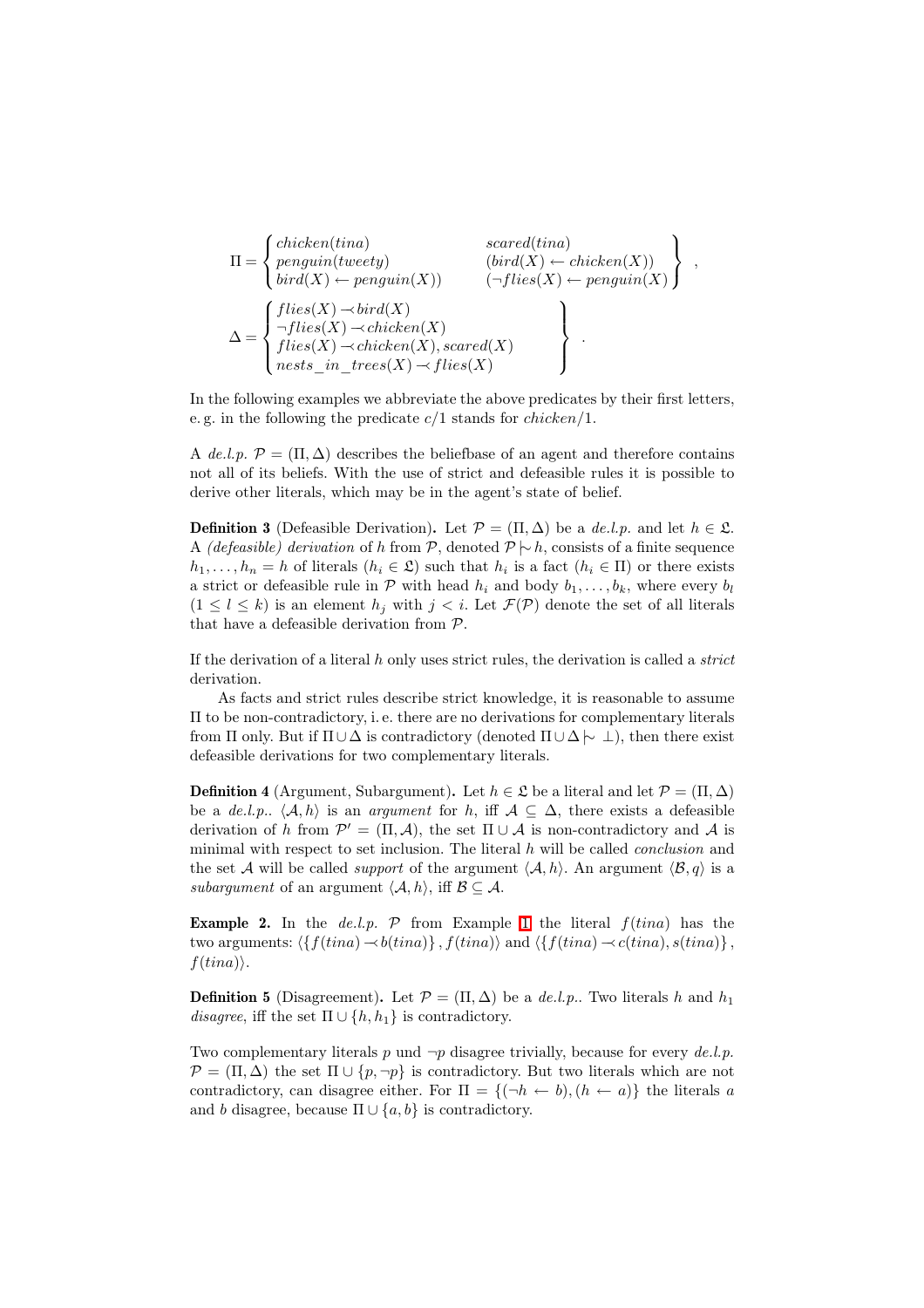$$
\Pi = \left\{ \begin{array}{ll} chicken(tina) & scared(tina) \\ penguin(tweety) & (bird(X) \leftarrow chicken(X)) \\ bird(X) \leftarrow penguin(X)) & (\neg flies(X) \leftarrow penguin(X)) \end{array} \right\} ,
$$

$$
\Delta = \left\{ \begin{array}{l} flies(X) \prec bird(X) \\ \neg flies(X) \prec chicken(X) \\ flies(X) \prec chicken(X), scared(X) \\ nests\_in\_trees(X) \prec flies(X) \end{array} \right\} .
$$

In the following examples we abbreviate the above predicates by their first letters, e. g. in the following the predicate $c/1$ stands for $chicken/1$.

A *de.l.p.* $\mathcal{P} = (\Pi, \Delta)$ describes the beliefbase of an agent and therefore contains not all of its beliefs. With the use of strict and defeasible rules it is possible to derive other literals, which may be in the agent's state of belief.

**Definition 3** (Defeasible Derivation)**.** Let $\mathcal{P} = (\Pi, \Delta)$ be a *de.l.p.* and let $h \in \mathfrak{L}$. A *(defeasible) derivation* of $h$ from $\mathcal{P}$, denoted $\mathcal{P} \mathrel{|\!\!\sim} h$, consists of a finite sequence $h_1, \ldots, h_n = h$ of literals ($h_i \in \mathfrak{L}$) such that $h_i$ is a fact ($h_i \in \Pi$) or there exists a strict or defeasible rule in $\mathcal{P}$ with head $h_i$ and body $b_1, \ldots, b_k$, where every $b_l$ ($1 \leq l \leq k$) is an element $h_j$ with $j < i$. Let $\mathcal{F}(\mathcal{P})$ denote the set of all literals that have a defeasible derivation from $\mathcal{P}$.

If the derivation of a literal $h$ only uses strict rules, the derivation is called a *strict* derivation.

As facts and strict rules describe strict knowledge, it is reasonable to assume $\Pi$ to be non-contradictory, i. e. there are no derivations for complementary literals from $\Pi$ only. But if $\Pi \cup \Delta$ is contradictory (denoted $\Pi \cup \Delta \mathrel{|\!\!\sim} \bot$), then there exist defeasible derivations for two complementary literals.

**Definition 4** (Argument, Subargument)**.** Let $h \in \mathfrak{L}$ be a literal and let $\mathcal{P} = (\Pi, \Delta)$ be a *de.l.p.*. $\langle \mathcal{A}, h \rangle$ is an *argument* for $h$, iff $\mathcal{A} \subseteq \Delta$, there exists a defeasible derivation of $h$ from $\mathcal{P}' = (\Pi, \mathcal{A})$, the set $\Pi \cup \mathcal{A}$ is non-contradictory and $\mathcal{A}$ is minimal with respect to set inclusion. The literal $h$ will be called *conclusion* and the set $\mathcal{A}$ will be called *support* of the argument $\langle \mathcal{A}, h \rangle$. An argument $\langle \mathcal{B}, q \rangle$ is a *subargument* of an argument $\langle \mathcal{A}, h \rangle$, iff $\mathcal{B} \subseteq \mathcal{A}$.

**Example 2.** In the *de.l.p.* $\mathcal{P}$ from Example 1 the literal $f(tina)$ has the two arguments: $\langle \{f(tina) \prec b(tina)\}, f(tina) \rangle$ and $\langle \{f(tina) \prec c(tina), s(tina)\}, f(tina) \rangle$.

**Definition 5** (Disagreement)**.** Let $\mathcal{P} = (\Pi, \Delta)$ be a *de.l.p.*. Two literals $h$ and $h_1$ *disagree*, iff the set $\Pi \cup \{h, h_1\}$ is contradictory.

Two complementary literals $p$ und $\neg p$ disagree trivially, because for every *de.l.p.* $\mathcal{P} = (\Pi, \Delta)$ the set $\Pi \cup \{p, \neg p\}$ is contradictory. But two literals which are not contradictory, can disagree either. For $\Pi = \{(\neg h \leftarrow b), (h \leftarrow a)\}$ the literals $a$ and $b$ disagree, because $\Pi \cup \{a, b\}$ is contradictory.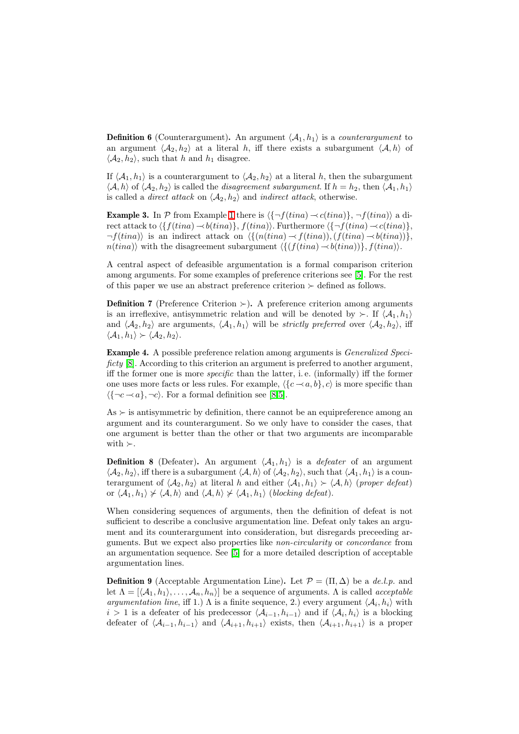**Definition 6** (Counterargument)**.** An argument $\langle \mathcal{A}_1, h_1 \rangle$ is a *counterargument* to an argument $\langle \mathcal{A}_2, h_2 \rangle$ at a literal $h$, iff there exists a subargument $\langle \mathcal{A}, h \rangle$ of $\langle \mathcal{A}_2, h_2 \rangle$, such that $h$ and $h_1$ disagree.

If $\langle \mathcal{A}_1, h_1 \rangle$ is a counterargument to $\langle \mathcal{A}_2, h_2 \rangle$ at a literal $h$, then the subargument $\langle \mathcal{A}, h \rangle$ of $\langle \mathcal{A}_2, h_2 \rangle$ is called the *disagreement subargument*. If $h = h_2$, then $\langle \mathcal{A}_1, h_1 \rangle$ is called a *direct attack* on $\langle \mathcal{A}_2, h_2 \rangle$ and *indirect attack*, otherwise.

**Example 3.** In $\mathcal{P}$ from Example 1 there is $\langle \{\neg f(tina) \prec c(tina)\}, \neg f(tina) \rangle$ a direct attack to $\langle \{f(tina) \prec b(tina)\}, f(tina) \rangle$. Furthermore $\langle \{\neg f(tina) \prec c(tina)\}, \neg f(tina) \rangle$ is an indirect attack on $\langle \{(n(tina) \prec f(tina)), (f(tina) \prec b(tina))\}, n(tina) \rangle$ with the disagreement subargument $\langle \{(f(tina) \prec b(tina))\}, f(tina) \rangle$.

A central aspect of defeasible argumentation is a formal comparison criterion among arguments. For some examples of preference criterions see [5]. For the rest of this paper we use an abstract preference criterion $\succ$ defined as follows.

**Definition 7** (Preference Criterion $\succ$)**.** A preference criterion among arguments is an irreflexive, antisymmetric relation and will be denoted by $\succ$. If $\langle \mathcal{A}_1, h_1 \rangle$ and $\langle \mathcal{A}_2, h_2 \rangle$ are arguments, $\langle \mathcal{A}_1, h_1 \rangle$ will be *strictly preferred* over $\langle \mathcal{A}_2, h_2 \rangle$, iff $\langle \mathcal{A}_1, h_1 \rangle \succ \langle \mathcal{A}_2, h_2 \rangle$.

**Example 4.** A possible preference relation among arguments is *Generalized Specificty* [8]. According to this criterion an argument is preferred to another argument, iff the former one is more *specific* than the latter, i. e. (informally) iff the former one uses more facts or less rules. For example, $\langle \{c \prec a, b\}, c \rangle$ is more specific than $\langle \{\neg c \prec a\}, \neg c \rangle$. For a formal definition see [8,5].

As $\succ$ is antisymmetric by definition, there cannot be an equipreference among an argument and its counterargument. So we only have to consider the cases, that one argument is better than the other or that two arguments are incomparable with $\succ$.

**Definition 8** (Defeater)**.** An argument $\langle \mathcal{A}_1, h_1 \rangle$ is a *defeater* of an argument $\langle \mathcal{A}_2, h_2 \rangle$, iff there is a subargument $\langle \mathcal{A}, h \rangle$ of $\langle \mathcal{A}_2, h_2 \rangle$, such that $\langle \mathcal{A}_1, h_1 \rangle$ is a counterargument of $\langle \mathcal{A}_2, h_2 \rangle$ at literal $h$ and either $\langle \mathcal{A}_1, h_1 \rangle \succ \langle \mathcal{A}, h \rangle$ (*proper defeat*) or $\langle \mathcal{A}_1, h_1 \rangle \not\succ \langle \mathcal{A}, h \rangle$ and $\langle \mathcal{A}, h \rangle \not\succ \langle \mathcal{A}_1, h_1 \rangle$ (*blocking defeat*).

When considering sequences of arguments, then the definition of defeat is not sufficient to describe a conclusive argumentation line. Defeat only takes an argument and its counterargument into consideration, but disregards preceeding arguments. But we expect also properties like *non-circularity* or *concordance* from an argumentation sequence. See [5] for a more detailed description of acceptable argumentation lines.

**Definition 9** (Acceptable Argumentation Line)**.** Let $\mathcal{P} = (\Pi, \Delta)$ be a *de.l.p.* and let $\Lambda = [\langle \mathcal{A}_1, h_1 \rangle, \ldots, \mathcal{A}_n, h_n \rangle]$ be a sequence of arguments. $\Lambda$ is called *acceptable argumentation line*, iff 1.) $\Lambda$ is a finite sequence, 2.) every argument $\langle \mathcal{A}_i, h_i \rangle$ with $i > 1$ is a defeater of his predecessor $\langle \mathcal{A}_{i-1}, h_{i-1} \rangle$ and if $\langle \mathcal{A}_i, h_i \rangle$ is a blocking defeater of $\langle \mathcal{A}_{i-1}, h_{i-1} \rangle$ and $\langle \mathcal{A}_{i+1}, h_{i+1} \rangle$ exists, then $\langle \mathcal{A}_{i+1}, h_{i+1} \rangle$ is a proper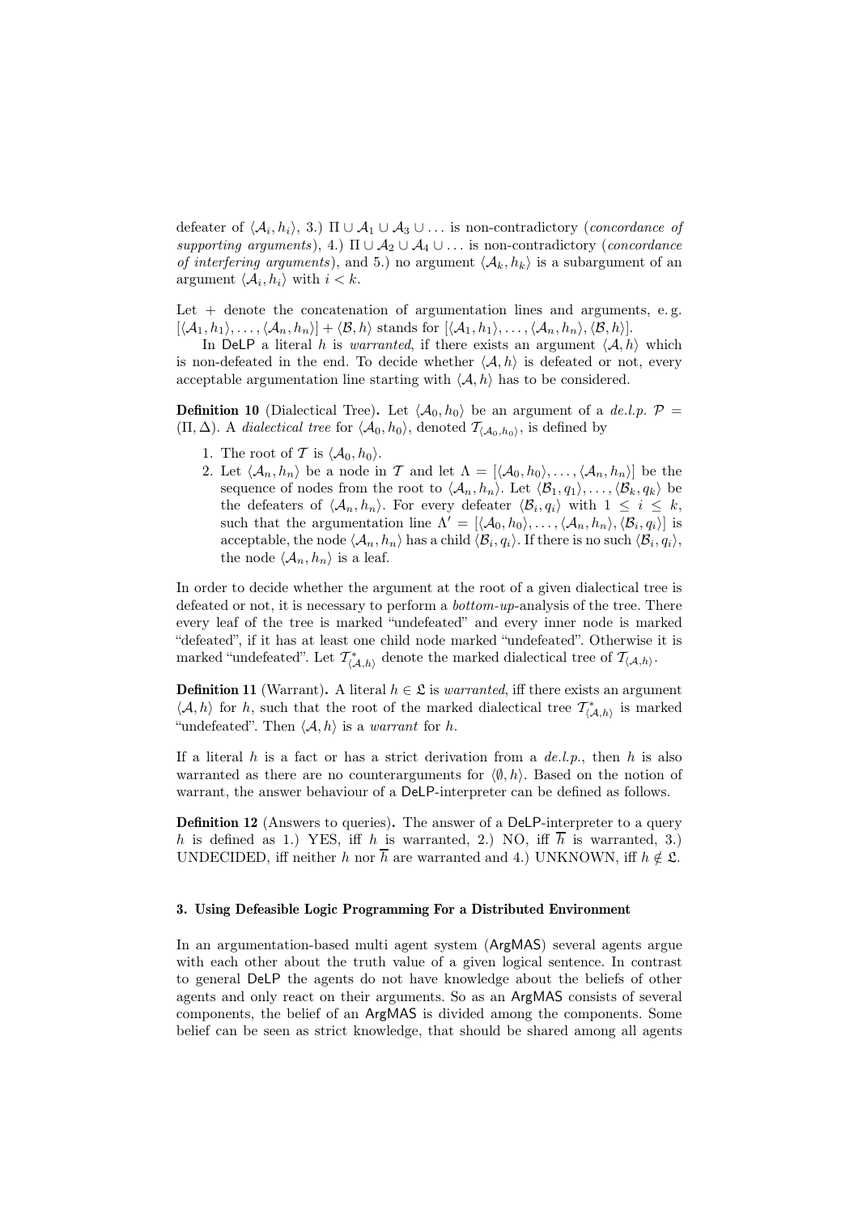defeater of $\langle \mathcal{A}_i, h_i \rangle$, 3.) $\Pi \cup \mathcal{A}_1 \cup \mathcal{A}_3 \cup \ldots$ is non-contradictory (*concordance of supporting arguments*), 4.) $\Pi \cup \mathcal{A}_2 \cup \mathcal{A}_4 \cup \ldots$ is non-contradictory (*concordance of interfering arguments*), and 5.) no argument $\langle \mathcal{A}_k, h_k \rangle$ is a subargument of an argument $\langle \mathcal{A}_i, h_i \rangle$ with $i < k$.

Let $+$ denote the concatenation of argumentation lines and arguments, e. g. $[\langle \mathcal{A}_1, h_1 \rangle, \ldots, \langle \mathcal{A}_n, h_n \rangle] + \langle \mathcal{B}, h \rangle$ stands for $[\langle \mathcal{A}_1, h_1 \rangle, \ldots, \langle \mathcal{A}_n, h_n \rangle, \langle \mathcal{B}, h \rangle]$.

In DeLP a literal $h$ is *warranted*, if there exists an argument $\langle \mathcal{A}, h \rangle$ which is non-defeated in the end. To decide whether $\langle \mathcal{A}, h \rangle$ is defeated or not, every acceptable argumentation line starting with $\langle \mathcal{A}, h \rangle$ has to be considered.

**Definition 10** (Dialectical Tree)**.** Let $\langle \mathcal{A}_0, h_0 \rangle$ be an argument of a *de.l.p.* $\mathcal{P} = (\Pi, \Delta)$. A *dialectical tree* for $\langle \mathcal{A}_0, h_0 \rangle$, denoted $\mathcal{T}_{\langle \mathcal{A}_0, h_0 \rangle}$, is defined by

1. The root of $\mathcal{T}$ is $\langle \mathcal{A}_0, h_0 \rangle$.
2. Let $\langle \mathcal{A}_n, h_n \rangle$ be a node in $\mathcal{T}$ and let $\Lambda = [\langle \mathcal{A}_0, h_0 \rangle, \ldots, \langle \mathcal{A}_n, h_n \rangle]$ be the sequence of nodes from the root to $\langle \mathcal{A}_n, h_n \rangle$. Let $\langle \mathcal{B}_1, q_1 \rangle, \ldots, \langle \mathcal{B}_k, q_k \rangle$ be the defeaters of $\langle \mathcal{A}_n, h_n \rangle$. For every defeater $\langle \mathcal{B}_i, q_i \rangle$ with $1 \leq i \leq k$, such that the argumentation line $\Lambda' = [\langle \mathcal{A}_0, h_0 \rangle, \ldots, \langle \mathcal{A}_n, h_n \rangle, \langle \mathcal{B}_i, q_i \rangle]$ is acceptable, the node $\langle \mathcal{A}_n, h_n \rangle$ has a child $\langle \mathcal{B}_i, q_i \rangle$. If there is no such $\langle \mathcal{B}_i, q_i \rangle$, the node $\langle \mathcal{A}_n, h_n \rangle$ is a leaf.

In order to decide whether the argument at the root of a given dialectical tree is defeated or not, it is necessary to perform a *bottom-up*-analysis of the tree. There every leaf of the tree is marked "undefeated" and every inner node is marked "defeated", if it has at least one child node marked "undefeated". Otherwise it is marked "undefeated". Let $\mathcal{T}^*_{\langle \mathcal{A}, h \rangle}$ denote the marked dialectical tree of $\mathcal{T}_{\langle \mathcal{A}, h \rangle}$.

**Definition 11** (Warrant)**.** A literal $h \in \mathfrak{L}$ is *warranted*, iff there exists an argument $\langle \mathcal{A}, h \rangle$ for $h$, such that the root of the marked dialectical tree $\mathcal{T}^*_{\langle \mathcal{A}, h \rangle}$ is marked "undefeated". Then $\langle \mathcal{A}, h \rangle$ is a *warrant* for $h$.

If a literal $h$ is a fact or has a strict derivation from a *de.l.p.*, then $h$ is also warranted as there are no counterarguments for $\langle \emptyset, h \rangle$. Based on the notion of warrant, the answer behaviour of a DeLP-interpreter can be defined as follows.

**Definition 12** (Answers to queries)**.** The answer of a DeLP-interpreter to a query $h$ is defined as 1.) YES, iff $h$ is warranted, 2.) NO, iff $\overline{h}$ is warranted, 3.) UNDECIDED, iff neither $h$ nor $\overline{h}$ are warranted and 4.) UNKNOWN, iff $h \notin \mathfrak{L}$.

### 3. Using Defeasible Logic Programming For a Distributed Environment

In an argumentation-based multi agent system (ArgMAS) several agents argue with each other about the truth value of a given logical sentence. In contrast to general DeLP the agents do not have knowledge about the beliefs of other agents and only react on their arguments. So as an ArgMAS consists of several components, the belief of an ArgMAS is divided among the components. Some belief can be seen as strict knowledge, that should be shared among all agents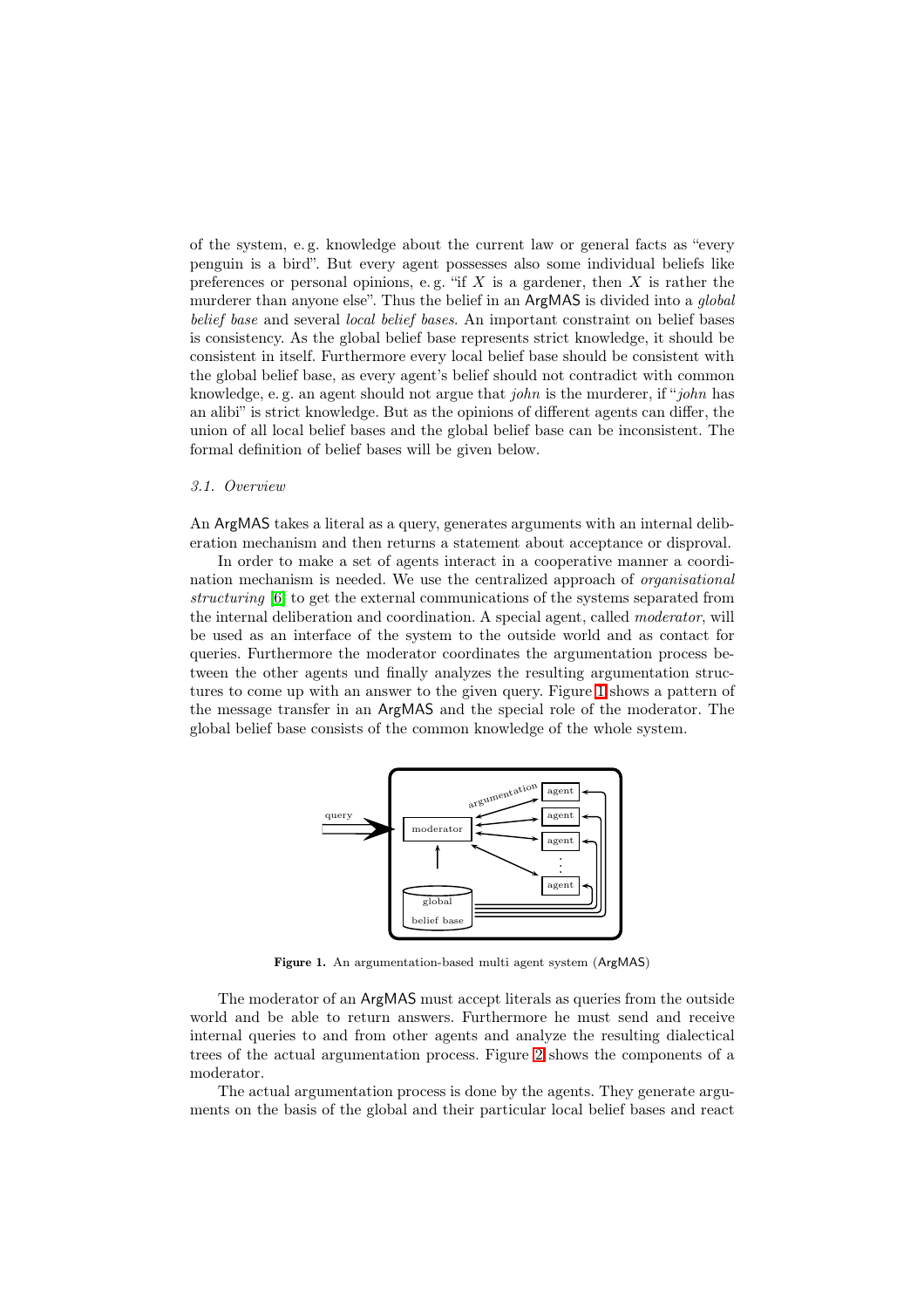of the system, e. g. knowledge about the current law or general facts as "every penguin is a bird". But every agent possesses also some individual beliefs like preferences or personal opinions, e. g. "if $X$ is a gardener, then $X$ is rather the murderer than anyone else". Thus the belief in an ArgMAS is divided into a *global belief base* and several *local belief bases*. An important constraint on belief bases is consistency. As the global belief base represents strict knowledge, it should be consistent in itself. Furthermore every local belief base should be consistent with the global belief base, as every agent's belief should not contradict with common knowledge, e. g. an agent should not argue that *john* is the murderer, if "*john* has an alibi" is strict knowledge. But as the opinions of different agents can differ, the union of all local belief bases and the global belief base can be inconsistent. The formal definition of belief bases will be given below.

### 3.1. Overview

An ArgMAS takes a literal as a query, generates arguments with an internal deliberation mechanism and then returns a statement about acceptance or disproval.

In order to make a set of agents interact in a cooperative manner a coordination mechanism is needed. We use the centralized approach of *organisational structuring* [6] to get the external communications of the systems separated from the internal deliberation and coordination. A special agent, called *moderator*, will be used as an interface of the system to the outside world and as contact for queries. Furthermore the moderator coordinates the argumentation process between the other agents und finally analyzes the resulting argumentation structures to come up with an answer to the given query. Figure 1 shows a pattern of the message transfer in an ArgMAS and the special role of the moderator. The global belief base consists of the common knowledge of the whole system.

query
moderator
argumentation
agent
agent
agent
agent
global
belief base

**Figure 1.** An argumentation-based multi agent system (ArgMAS)

The moderator of an ArgMAS must accept literals as queries from the outside world and be able to return answers. Furthermore he must send and receive internal queries to and from other agents and analyze the resulting dialectical trees of the actual argumentation process. Figure 2 shows the components of a moderator.

The actual argumentation process is done by the agents. They generate arguments on the basis of the global and their particular local belief bases and react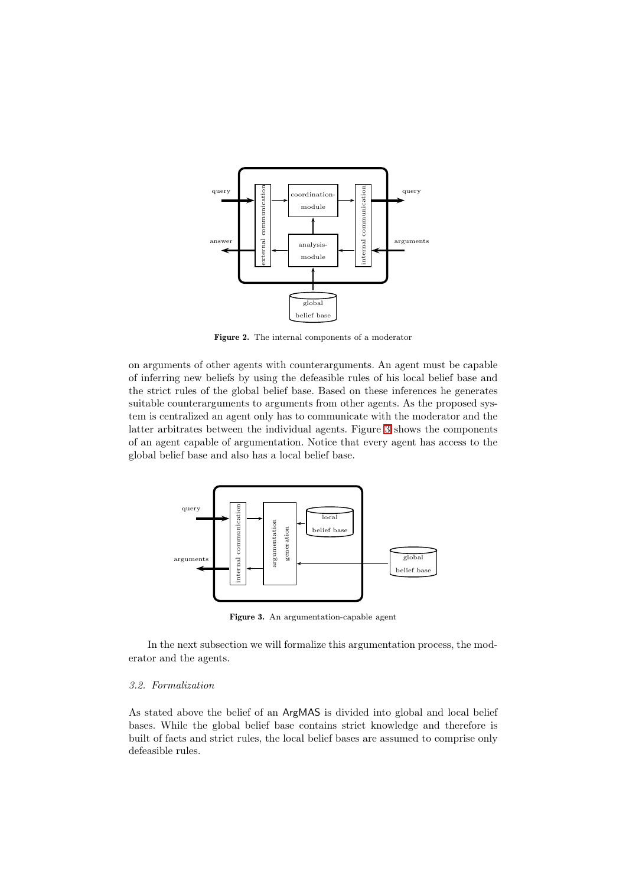Figure 2. The internal components of a moderator

on arguments of other agents with counterarguments. An agent must be capable of inferring new beliefs by using the defeasible rules of his local belief base and the strict rules of the global belief base. Based on these inferences he generates suitable counterarguments to arguments from other agents. As the proposed system is centralized an agent only has to communicate with the moderator and the latter arbitrates between the individual agents. Figure 3 shows the components of an agent capable of argumentation. Notice that every agent has access to the global belief base and also has a local belief base.

Figure 3. An argumentation-capable agent

In the next subsection we will formalize this argumentation process, the moderator and the agents.

### *3.2. Formalization*

As stated above the belief of an ArgMAS is divided into global and local belief bases. While the global belief base contains strict knowledge and therefore is built of facts and strict rules, the local belief bases are assumed to comprise only defeasible rules.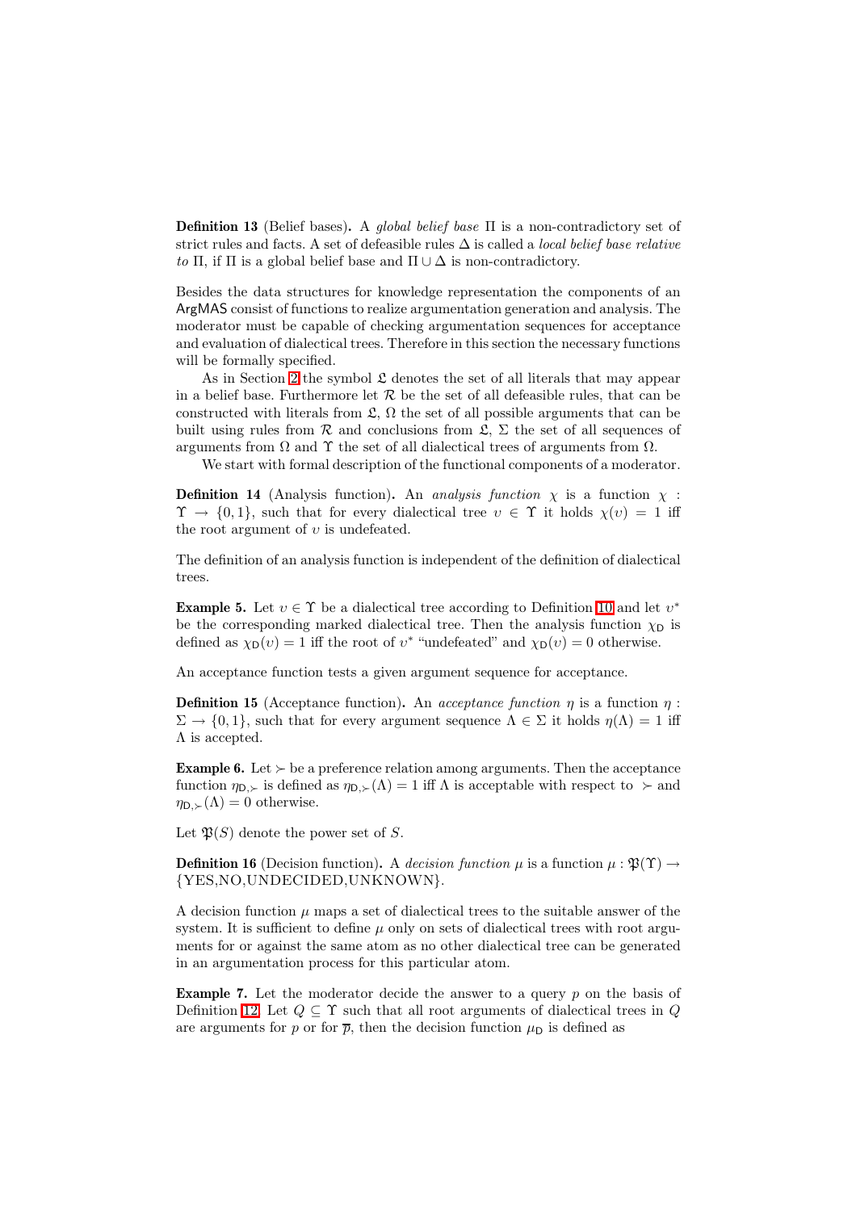**Definition 13** (Belief bases)**.** A *global belief base* $\Pi$ is a non-contradictory set of strict rules and facts. A set of defeasible rules $\Delta$ is called a *local belief base relative to* $\Pi$, if $\Pi$ is a global belief base and $\Pi \cup \Delta$ is non-contradictory.

Besides the data structures for knowledge representation the components of an ArgMAS consist of functions to realize argumentation generation and analysis. The moderator must be capable of checking argumentation sequences for acceptance and evaluation of dialectical trees. Therefore in this section the necessary functions will be formally specified.

As in Section 2 the symbol $\mathfrak{L}$ denotes the set of all literals that may appear in a belief base. Furthermore let $\mathcal{R}$ be the set of all defeasible rules, that can be constructed with literals from $\mathfrak{L}$, $\Omega$ the set of all possible arguments that can be built using rules from $\mathcal{R}$ and conclusions from $\mathfrak{L}$, $\Sigma$ the set of all sequences of arguments from $\Omega$ and $\Upsilon$ the set of all dialectical trees of arguments from $\Omega$.

We start with formal description of the functional components of a moderator.

**Definition 14** (Analysis function)**.** An *analysis function* $\chi$ is a function $\chi : \Upsilon \rightarrow \{0,1\}$, such that for every dialectical tree $\upsilon \in \Upsilon$ it holds $\chi(\upsilon) = 1$ iff the root argument of $\upsilon$ is undefeated.

The definition of an analysis function is independent of the definition of dialectical trees.

**Example 5.** Let $\upsilon \in \Upsilon$ be a dialectical tree according to Definition 10 and let $\upsilon^*$ be the corresponding marked dialectical tree. Then the analysis function $\chi_{\mathsf{D}}$ is defined as $\chi_{\mathsf{D}}(\upsilon) = 1$ iff the root of $\upsilon^*$ "undefeated" and $\chi_{\mathsf{D}}(\upsilon) = 0$ otherwise.

An acceptance function tests a given argument sequence for acceptance.

**Definition 15** (Acceptance function)**.** An *acceptance function* $\eta$ is a function $\eta : \Sigma \rightarrow \{0,1\}$, such that for every argument sequence $\Lambda \in \Sigma$ it holds $\eta(\Lambda) = 1$ iff $\Lambda$ is accepted.

**Example 6.** Let $\succ$ be a preference relation among arguments. Then the acceptance function $\eta_{\mathsf{D},\succ}$ is defined as $\eta_{\mathsf{D},\succ}(\Lambda) = 1$ iff $\Lambda$ is acceptable with respect to $\succ$ and $\eta_{\mathsf{D},\succ}(\Lambda) = 0$ otherwise.

Let $\mathfrak{P}(S)$ denote the power set of $S$.

**Definition 16** (Decision function)**.** A *decision function* $\mu$ is a function $\mu : \mathfrak{P}(\Upsilon) \rightarrow$ {YES,NO,UNDECIDED,UNKNOWN}.

A decision function $\mu$ maps a set of dialectical trees to the suitable answer of the system. It is sufficient to define $\mu$ only on sets of dialectical trees with root arguments for or against the same atom as no other dialectical tree can be generated in an argumentation process for this particular atom.

**Example 7.** Let the moderator decide the answer to a query $p$ on the basis of Definition 12. Let $Q \subseteq \Upsilon$ such that all root arguments of dialectical trees in $Q$ are arguments for $p$ or for $\overline{p}$, then the decision function $\mu_{\mathsf{D}}$ is defined as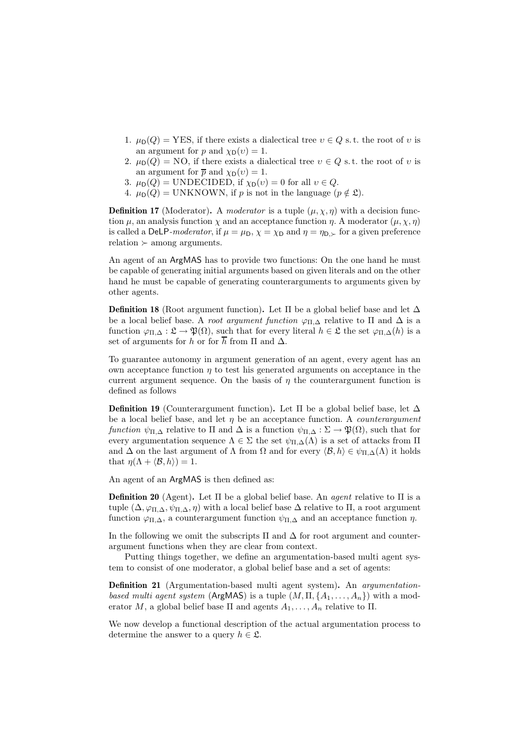1. $\mu_{\mathsf{D}}(Q) = \text{YES}$, if there exists a dialectical tree $\upsilon \in Q$ s. t. the root of $\upsilon$ is an argument for $p$ and $\chi_{\mathsf{D}}(\upsilon) = 1$.
2. $\mu_{\mathsf{D}}(Q) = \text{NO}$, if there exists a dialectical tree $\upsilon \in Q$ s. t. the root of $\upsilon$ is an argument for $\overline{p}$ and $\chi_{\mathsf{D}}(\upsilon) = 1$.
3. $\mu_{\mathsf{D}}(Q) = \text{UNDECIDED}$, if $\chi_{\mathsf{D}}(\upsilon) = 0$ for all $\upsilon \in Q$.
4. $\mu_{\mathsf{D}}(Q) = \text{UNKNOWN}$, if $p$ is not in the language ($p \notin \mathfrak{L}$).

**Definition 17** (Moderator)**.** A *moderator* is a tuple $(\mu, \chi, \eta)$ with a decision function $\mu$, an analysis function $\chi$ and an acceptance function $\eta$. A moderator $(\mu, \chi, \eta)$ is called a DeLP*-moderator*, if $\mu = \mu_{\mathsf{D}}$, $\chi = \chi_{\mathsf{D}}$ and $\eta = \eta_{\mathsf{D},\succ}$ for a given preference relation $\succ$ among arguments.

An agent of an ArgMAS has to provide two functions: On the one hand he must be capable of generating initial arguments based on given literals and on the other hand he must be capable of generating counterarguments to arguments given by other agents.

**Definition 18** (Root argument function)**.** Let $\Pi$ be a global belief base and let $\Delta$ be a local belief base. A *root argument function* $\varphi_{\Pi,\Delta}$ relative to $\Pi$ and $\Delta$ is a function $\varphi_{\Pi,\Delta} : \mathfrak{L} \to \mathfrak{P}(\Omega)$, such that for every literal $h \in \mathfrak{L}$ the set $\varphi_{\Pi,\Delta}(h)$ is a set of arguments for $h$ or for $\overline{h}$ from $\Pi$ and $\Delta$.

To guarantee autonomy in argument generation of an agent, every agent has an own acceptance function $\eta$ to test his generated arguments on acceptance in the current argument sequence. On the basis of $\eta$ the counterargument function is defined as follows

**Definition 19** (Counterargument function)**.** Let $\Pi$ be a global belief base, let $\Delta$ be a local belief base, and let $\eta$ be an acceptance function. A *counterargument function* $\psi_{\Pi,\Delta}$ relative to $\Pi$ and $\Delta$ is a function $\psi_{\Pi,\Delta} : \Sigma \to \mathfrak{P}(\Omega)$, such that for every argumentation sequence $\Lambda \in \Sigma$ the set $\psi_{\Pi,\Delta}(\Lambda)$ is a set of attacks from $\Pi$ and $\Delta$ on the last argument of $\Lambda$ from $\Omega$ and for every $\langle \mathcal{B}, h \rangle \in \psi_{\Pi,\Delta}(\Lambda)$ it holds that $\eta(\Lambda + \langle \mathcal{B}, h \rangle) = 1$.

An agent of an ArgMAS is then defined as:

**Definition 20** (Agent)**.** Let $\Pi$ be a global belief base. An *agent* relative to $\Pi$ is a tuple $(\Delta, \varphi_{\Pi,\Delta}, \psi_{\Pi,\Delta}, \eta)$ with a local belief base $\Delta$ relative to $\Pi$, a root argument function $\varphi_{\Pi,\Delta}$, a counterargument function $\psi_{\Pi,\Delta}$ and an acceptance function $\eta$.

In the following we omit the subscripts $\Pi$ and $\Delta$ for root argument and counterargument functions when they are clear from context.

Putting things together, we define an argumentation-based multi agent system to consist of one moderator, a global belief base and a set of agents:

**Definition 21** (Argumentation-based multi agent system)**.** An *argumentation-based multi agent system* (ArgMAS) is a tuple $(M, \Pi, \{A_1, \ldots, A_n\})$ with a moderator $M$, a global belief base $\Pi$ and agents $A_1, \ldots, A_n$ relative to $\Pi$.

We now develop a functional description of the actual argumentation process to determine the answer to a query $h \in \mathfrak{L}$.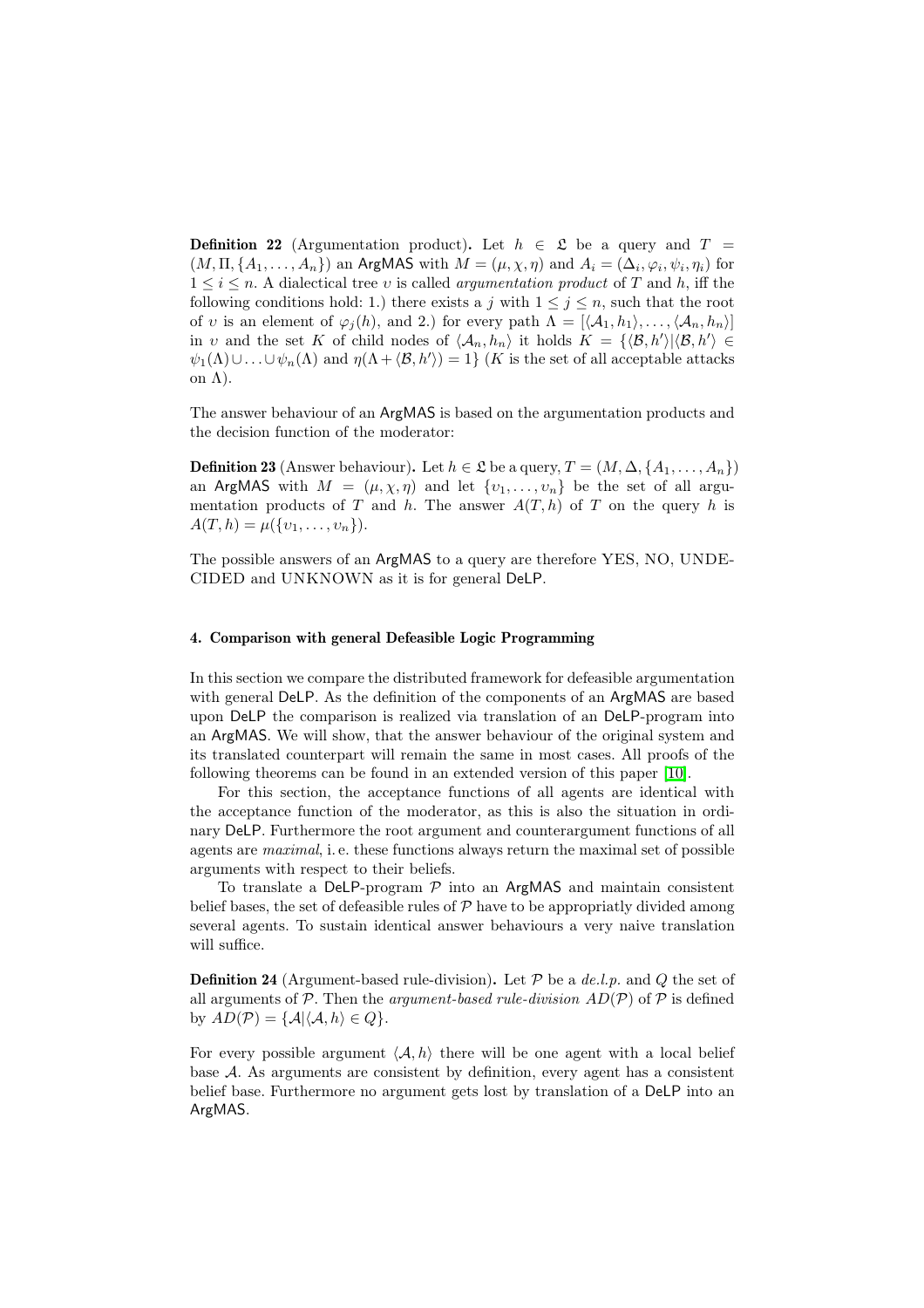**Definition 22** (Argumentation product)**.** Let $h \in \mathfrak{L}$ be a query and $T = (M, \Pi, \{A_1, \ldots, A_n\})$ an ArgMAS with $M = (\mu, \chi, \eta)$ and $A_i = (\Delta_i, \varphi_i, \psi_i, \eta_i)$ for $1 \leq i \leq n$. A dialectical tree $\upsilon$ is called *argumentation product* of $T$ and $h$, iff the following conditions hold: 1.) there exists a $j$ with $1 \leq j \leq n$, such that the root of $\upsilon$ is an element of $\varphi_j(h)$, and 2.) for every path $\Lambda = [\langle \mathcal{A}_1, h_1 \rangle, \ldots, \langle \mathcal{A}_n, h_n \rangle]$ in $\upsilon$ and the set $K$ of child nodes of $\langle \mathcal{A}_n, h_n \rangle$ it holds $K = \{\langle \mathcal{B}, h' \rangle | \langle \mathcal{B}, h' \rangle \in \psi_1(\Lambda) \cup \ldots \cup \psi_n(\Lambda)$ and $\eta(\Lambda + \langle \mathcal{B}, h' \rangle) = 1\}$ ($K$ is the set of all acceptable attacks on $\Lambda$).

The answer behaviour of an ArgMAS is based on the argumentation products and the decision function of the moderator:

**Definition 23** (Answer behaviour)**.** Let $h \in \mathfrak{L}$ be a query, $T = (M, \Delta, \{A_1, \ldots, A_n\})$ an ArgMAS with $M = (\mu, \chi, \eta)$ and let $\{\upsilon_1, \ldots, \upsilon_n\}$ be the set of all argumentation products of $T$ and $h$. The answer $A(T, h)$ of $T$ on the query $h$ is $A(T, h) = \mu(\{\upsilon_1, \ldots, \upsilon_n\})$.

The possible answers of an ArgMAS to a query are therefore YES, NO, UNDECIDED and UNKNOWN as it is for general DeLP.

## 4. Comparison with general Defeasible Logic Programming

In this section we compare the distributed framework for defeasible argumentation with general DeLP. As the definition of the components of an ArgMAS are based upon DeLP the comparison is realized via translation of an DeLP-program into an ArgMAS. We will show, that the answer behaviour of the original system and its translated counterpart will remain the same in most cases. All proofs of the following theorems can be found in an extended version of this paper [10].

For this section, the acceptance functions of all agents are identical with the acceptance function of the moderator, as this is also the situation in ordinary DeLP. Furthermore the root argument and counterargument functions of all agents are *maximal*, i. e. these functions always return the maximal set of possible arguments with respect to their beliefs.

To translate a DeLP-program $\mathcal{P}$ into an ArgMAS and maintain consistent belief bases, the set of defeasible rules of $\mathcal{P}$ have to be appropriatly divided among several agents. To sustain identical answer behaviours a very naive translation will suffice.

**Definition 24** (Argument-based rule-division)**.** Let $\mathcal{P}$ be a *de.l.p.* and $Q$ the set of all arguments of $\mathcal{P}$. Then the *argument-based rule-division* $AD(\mathcal{P})$ of $\mathcal{P}$ is defined by $AD(\mathcal{P}) = \{\mathcal{A} | \langle \mathcal{A}, h \rangle \in Q\}$.

For every possible argument $\langle \mathcal{A}, h \rangle$ there will be one agent with a local belief base $\mathcal{A}$. As arguments are consistent by definition, every agent has a consistent belief base. Furthermore no argument gets lost by translation of a DeLP into an ArgMAS.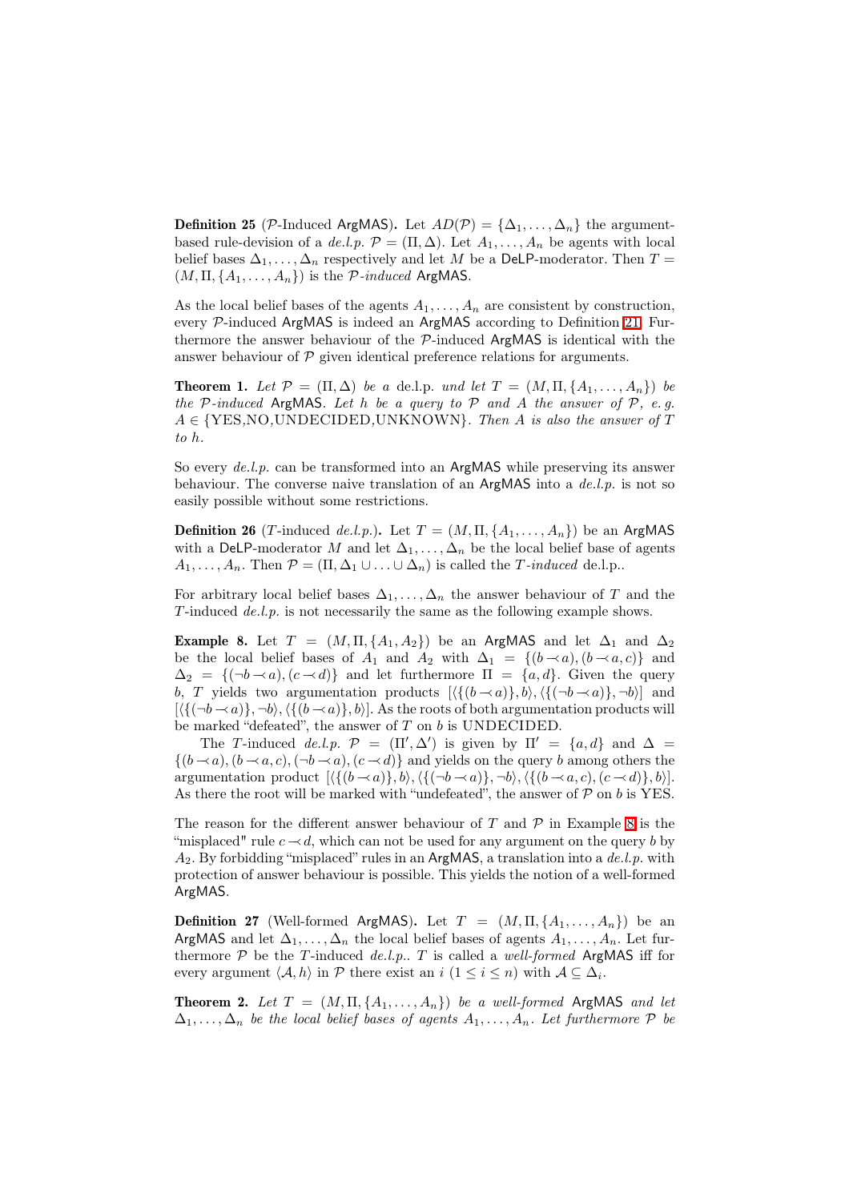**Definition 25** ($\mathcal{P}$-Induced ArgMAS)**.** Let $AD(\mathcal{P}) = \{\Delta_1, \ldots, \Delta_n\}$ the argument-based rule-devision of a *de.l.p.* $\mathcal{P} = (\Pi, \Delta)$. Let $A_1, \ldots, A_n$ be agents with local belief bases $\Delta_1, \ldots, \Delta_n$ respectively and let $M$ be a DeLP-moderator. Then $T = (M, \Pi, \{A_1, \ldots, A_n\})$ is the *$\mathcal{P}$-induced* ArgMAS.

As the local belief bases of the agents $A_1, \ldots, A_n$ are consistent by construction, every $\mathcal{P}$-induced ArgMAS is indeed an ArgMAS according to Definition 21. Furthermore the answer behaviour of the $\mathcal{P}$-induced ArgMAS is identical with the answer behaviour of $\mathcal{P}$ given identical preference relations for arguments.

**Theorem 1.** *Let $\mathcal{P} = (\Pi, \Delta)$ be a* de.l.p. *und let $T = (M, \Pi, \{A_1, \ldots, A_n\})$ be the $\mathcal{P}$-induced* ArgMAS*. Let $h$ be a query to $\mathcal{P}$ and $A$ the answer of $\mathcal{P}$, e. g. $A \in \{$YES,NO,UNDECIDED,UNKNOWN$\}$. Then $A$ is also the answer of $T$ to $h$.*

So every *de.l.p.* can be transformed into an ArgMAS while preserving its answer behaviour. The converse naive translation of an ArgMAS into a *de.l.p.* is not so easily possible without some restrictions.

**Definition 26** ($T$-induced *de.l.p.*)**.** Let $T = (M, \Pi, \{A_1, \ldots, A_n\})$ be an ArgMAS with a DeLP-moderator $M$ and let $\Delta_1, \ldots, \Delta_n$ be the local belief base of agents $A_1, \ldots, A_n$. Then $\mathcal{P} = (\Pi, \Delta_1 \cup \ldots \cup \Delta_n)$ is called the *$T$-induced* de.l.p..

For arbitrary local belief bases $\Delta_1, \ldots, \Delta_n$ the answer behaviour of $T$ and the $T$-induced *de.l.p.* is not necessarily the same as the following example shows.

**Example 8.** Let $T = (M, \Pi, \{A_1, A_2\})$ be an ArgMAS and let $\Delta_1$ and $\Delta_2$ be the local belief bases of $A_1$ and $A_2$ with $\Delta_1 = \{(b \prec a), (b \prec a, c)\}$ and $\Delta_2 = \{(\neg b \prec a), (c \prec d)\}$ and let furthermore $\Pi = \{a, d\}$. Given the query $b$, $T$ yields two argumentation products $[\langle\{(b \prec a)\}, b\rangle, \langle\{(\neg b \prec a)\}, \neg b\rangle]$ and $[\langle\{(\neg b \prec a)\}, \neg b\rangle, \langle\{(b \prec a)\}, b\rangle]$. As the roots of both argumentation products will be marked "defeated", the answer of $T$ on $b$ is UNDECIDED.

The $T$-induced *de.l.p.* $\mathcal{P} = (\Pi', \Delta')$ is given by $\Pi' = \{a, d\}$ and $\Delta = \{(b \prec a), (b \prec a, c), (\neg b \prec a), (c \prec d)\}$ and yields on the query $b$ among others the argumentation product $[\langle\{(b \prec a)\}, b\rangle, \langle\{(\neg b \prec a)\}, \neg b\rangle, \langle\{(b \prec a, c), (c \prec d)\}, b\rangle]$. As there the root will be marked with "undefeated", the answer of $\mathcal{P}$ on $b$ is YES.

The reason for the different answer behaviour of $T$ and $\mathcal{P}$ in Example 8 is the "misplaced" rule $c \prec d$, which can not be used for any argument on the query $b$ by $A_2$. By forbidding "misplaced" rules in an ArgMAS, a translation into a *de.l.p.* with protection of answer behaviour is possible. This yields the notion of a well-formed ArgMAS.

**Definition 27** (Well-formed ArgMAS)**.** Let $T = (M, \Pi, \{A_1, \ldots, A_n\})$ be an ArgMAS and let $\Delta_1, \ldots, \Delta_n$ the local belief bases of agents $A_1, \ldots, A_n$. Let furthermore $\mathcal{P}$ be the $T$-induced *de.l.p.*. $T$ is called a *well-formed* ArgMAS iff for every argument $\langle \mathcal{A}, h\rangle$ in $\mathcal{P}$ there exist an $i$ $(1 \leq i \leq n)$ with $\mathcal{A} \subseteq \Delta_i$.

**Theorem 2.** *Let $T = (M, \Pi, \{A_1, \ldots, A_n\})$ be a well-formed* ArgMAS *and let $\Delta_1, \ldots, \Delta_n$ be the local belief bases of agents $A_1, \ldots, A_n$. Let furthermore $\mathcal{P}$ be*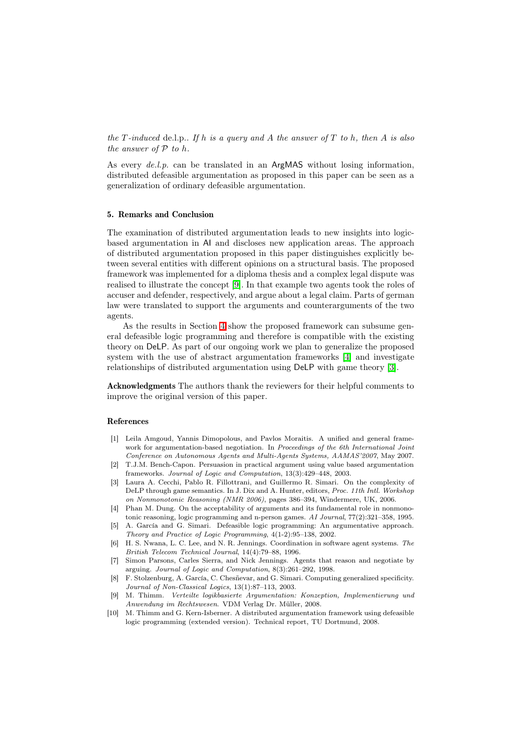*the $T$-induced* de.l.p.. *If $h$ is a query and $A$ the answer of $T$ to $h$, then $A$ is also the answer of $\mathcal{P}$ to $h$.*

As every *de.l.p.* can be translated in an ArgMAS without losing information, distributed defeasible argumentation as proposed in this paper can be seen as a generalization of ordinary defeasible argumentation.

## 5. Remarks and Conclusion

The examination of distributed argumentation leads to new insights into logic-based argumentation in AI and discloses new application areas. The approach of distributed argumentation proposed in this paper distinguishes explicitly between several entities with different opinions on a structural basis. The proposed framework was implemented for a diploma thesis and a complex legal dispute was realised to illustrate the concept [9]. In that example two agents took the roles of accuser and defender, respectively, and argue about a legal claim. Parts of german law were translated to support the arguments and counterarguments of the two agents.

As the results in Section 4 show the proposed framework can subsume general defeasible logic programming and therefore is compatible with the existing theory on DeLP. As part of our ongoing work we plan to generalize the proposed system with the use of abstract argumentation frameworks [4] and investigate relationships of distributed argumentation using DeLP with game theory [3].

**Acknowledgments** The authors thank the reviewers for their helpful comments to improve the original version of this paper.

## References

[1] Leila Amgoud, Yannis Dimopolous, and Pavlos Moraitis. A unified and general framework for argumentation-based negotiation. In *Proceedings of the 6th International Joint Conference on Autonomous Agents and Multi-Agents Systems, AAMAS'2007*, May 2007.

[2] T.J.M. Bench-Capon. Persuasion in practical argument using value based argumentation frameworks. *Journal of Logic and Computation*, 13(3):429–448, 2003.

[3] Laura A. Cecchi, Pablo R. Fillottrani, and Guillermo R. Simari. On the complexity of DeLP through game semantics. In J. Dix and A. Hunter, editors, *Proc. 11th Intl. Workshop on Nonmonotonic Reasoning (NMR 2006)*, pages 386–394, Windermere, UK, 2006.

[4] Phan M. Dung. On the acceptability of arguments and its fundamental role in nonmonotonic reasoning, logic programming and n-person games. *AI Journal*, 77(2):321–358, 1995.

[5] A. García and G. Simari. Defeasible logic programming: An argumentative approach. *Theory and Practice of Logic Programming*, 4(1-2):95–138, 2002.

[6] H. S. Nwana, L. C. Lee, and N. R. Jennings. Coordination in software agent systems. *The British Telecom Technical Journal*, 14(4):79–88, 1996.

[7] Simon Parsons, Carles Sierra, and Nick Jennings. Agents that reason and negotiate by arguing. *Journal of Logic and Computation*, 8(3):261–292, 1998.

[8] F. Stolzenburg, A. García, C. Chesñevar, and G. Simari. Computing generalized specificity. *Journal of Non-Classical Logics*, 13(1):87–113, 2003.

[9] M. Thimm. *Verteilte logikbasierte Argumentation: Konzeption, Implementierung und Anwendung im Rechtswesen*. VDM Verlag Dr. Müller, 2008.

[10] M. Thimm and G. Kern-Isberner. A distributed argumentation framework using defeasible logic programming (extended version). Technical report, TU Dortmund, 2008.